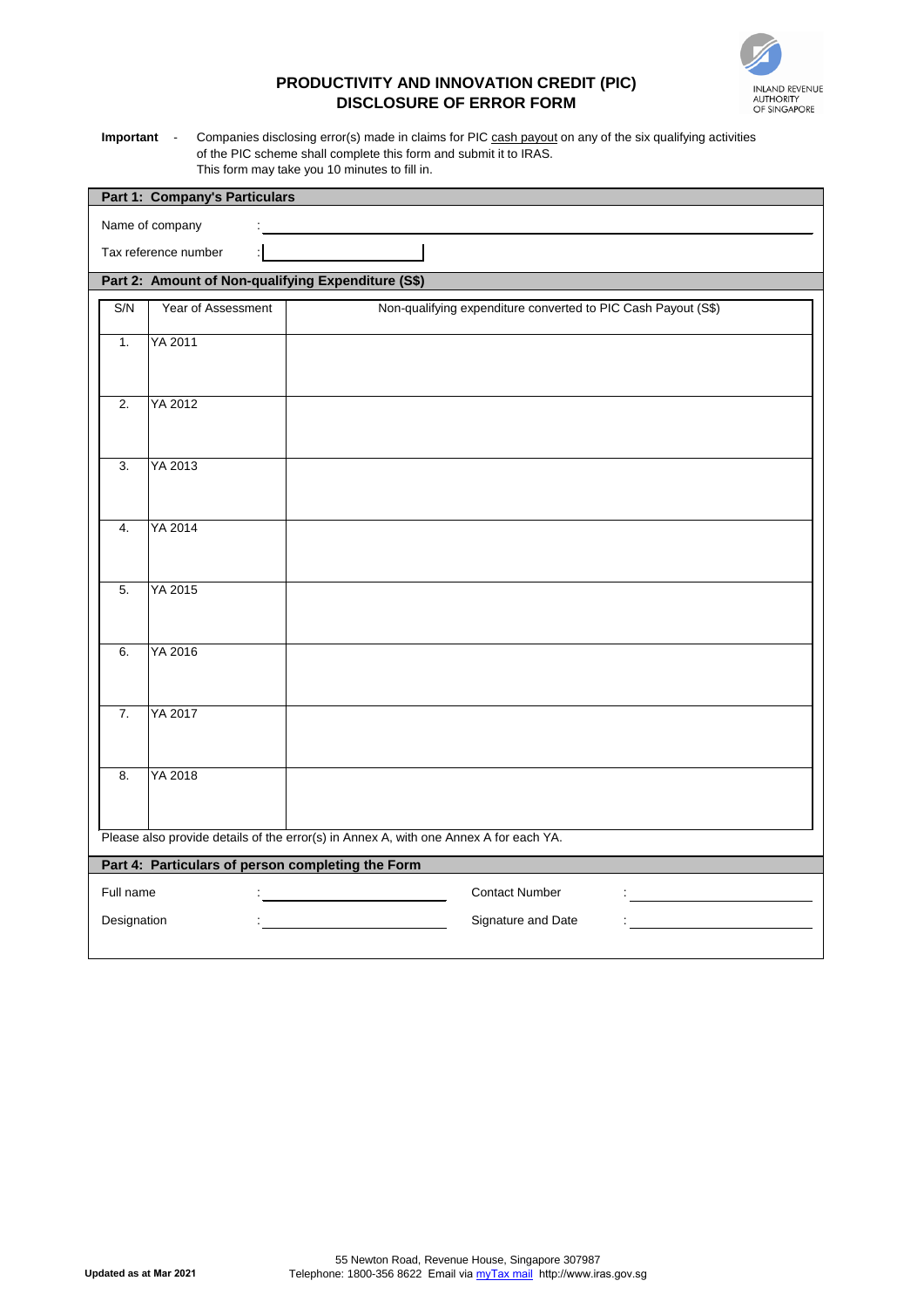# PRODUCTIVITY AND INNOVATION CREDIT (PIC)
# DISCLOSURE OF ERROR FORM

INLAND REVENUE AUTHORITY OF SINGAPORE

**Important** - Companies disclosing error(s) made in claims for PIC cash payout on any of the six qualifying activities of the PIC scheme shall complete this form and submit it to IRAS.
This form may take you 10 minutes to fill in.

## Part 1: Company's Particulars

Name of company : ____________________

Tax reference number : ____________________

## Part 2: Amount of Non-qualifying Expenditure (S$)

| S/N | Year of Assessment | Non-qualifying expenditure converted to PIC Cash Payout (S$) |
|---|---|---|
| 1. | YA 2011 | |
| 2. | YA 2012 | |
| 3. | YA 2013 | |
| 4. | YA 2014 | |
| 5. | YA 2015 | |
| 6. | YA 2016 | |
| 7. | YA 2017 | |
| 8. | YA 2018 | |

Please also provide details of the error(s) in Annex A, with one Annex A for each YA.

## Part 4: Particulars of person completing the Form

Full name : ____________________  Contact Number : ____________________

Designation : ____________________  Signature and Date : ____________________

Updated as at Mar 2021

55 Newton Road, Revenue House, Singapore 307987
Telephone: 1800-356 8622 Email via myTax mail http://www.iras.gov.sg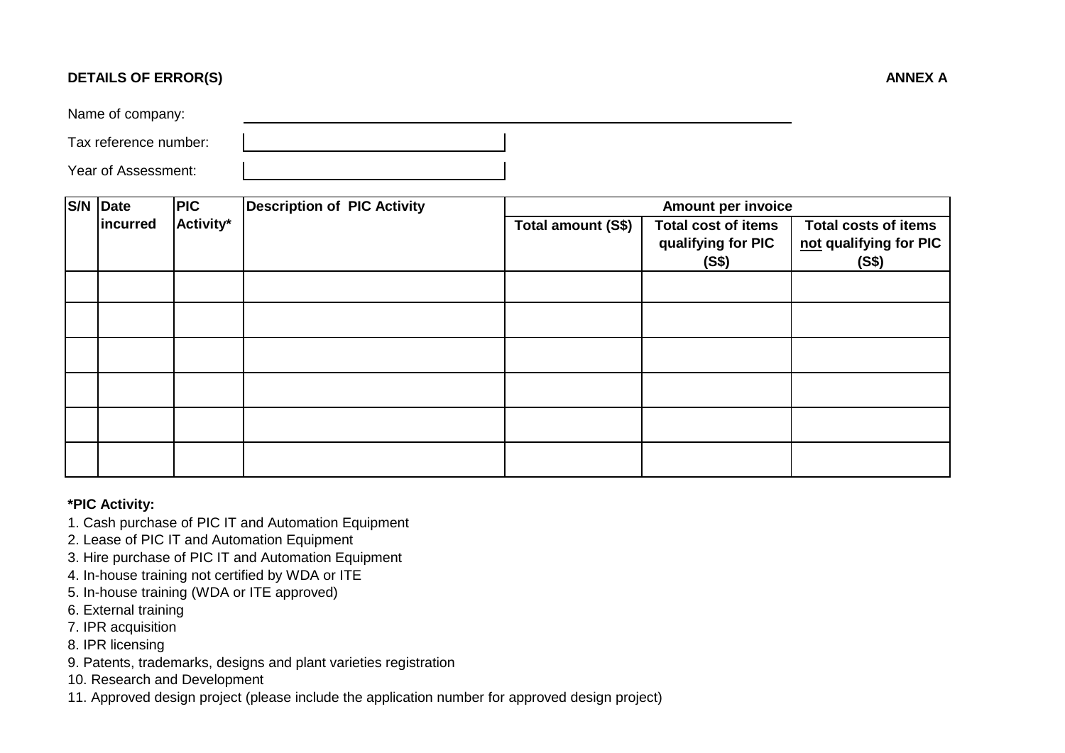**DETAILS OF ERROR(S)** **ANNEX A**

Name of company: ______________________________

Tax reference number: ______________________________

Year of Assessment: ______________________________

| S/N | Date incurred | PIC Activity* | Description of PIC Activity | Amount per invoice | | |
|---|---|---|---|---|---|---|
| | | | | Total amount (S$) | Total cost of items qualifying for PIC (S$) | Total costs of items <u>not</u> qualifying for PIC (S$) |
| | | | | | | |
| | | | | | | |
| | | | | | | |
| | | | | | | |
| | | | | | | |
| | | | | | | |

**\*PIC Activity:**

1. Cash purchase of PIC IT and Automation Equipment
2. Lease of PIC IT and Automation Equipment
3. Hire purchase of PIC IT and Automation Equipment
4. In-house training not certified by WDA or ITE
5. In-house training (WDA or ITE approved)
6. External training
7. IPR acquisition
8. IPR licensing
9. Patents, trademarks, designs and plant varieties registration
10. Research and Development
11. Approved design project (please include the application number for approved design project)